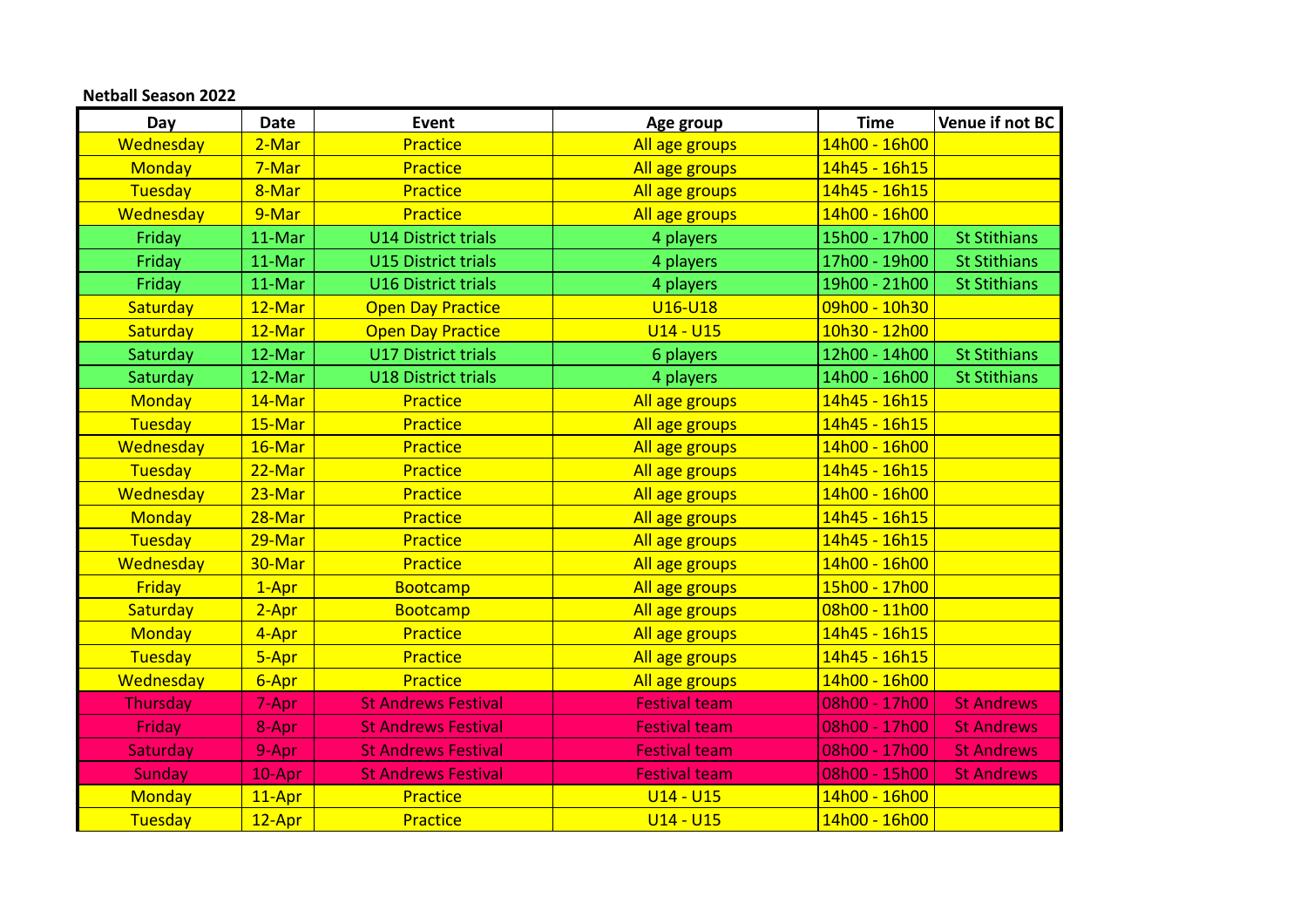**Netball Season 2022**

| Day | Date | Event | Age group | Time | Venue if not BC |
|---|---|---|---|---|---|
| Wednesday | 2-Mar | Practice | All age groups | 14h00 - 16h00 | |
| Monday | 7-Mar | Practice | All age groups | 14h45 - 16h15 | |
| Tuesday | 8-Mar | Practice | All age groups | 14h45 - 16h15 | |
| Wednesday | 9-Mar | Practice | All age groups | 14h00 - 16h00 | |
| Friday | 11-Mar | U14 District trials | 4 players | 15h00 - 17h00 | St Stithians |
| Friday | 11-Mar | U15 District trials | 4 players | 17h00 - 19h00 | St Stithians |
| Friday | 11-Mar | U16 District trials | 4 players | 19h00 - 21h00 | St Stithians |
| Saturday | 12-Mar | Open Day Practice | U16-U18 | 09h00 - 10h30 | |
| Saturday | 12-Mar | Open Day Practice | U14 - U15 | 10h30 - 12h00 | |
| Saturday | 12-Mar | U17 District trials | 6 players | 12h00 - 14h00 | St Stithians |
| Saturday | 12-Mar | U18 District trials | 4 players | 14h00 - 16h00 | St Stithians |
| Monday | 14-Mar | Practice | All age groups | 14h45 - 16h15 | |
| Tuesday | 15-Mar | Practice | All age groups | 14h45 - 16h15 | |
| Wednesday | 16-Mar | Practice | All age groups | 14h00 - 16h00 | |
| Tuesday | 22-Mar | Practice | All age groups | 14h45 - 16h15 | |
| Wednesday | 23-Mar | Practice | All age groups | 14h00 - 16h00 | |
| Monday | 28-Mar | Practice | All age groups | 14h45 - 16h15 | |
| Tuesday | 29-Mar | Practice | All age groups | 14h45 - 16h15 | |
| Wednesday | 30-Mar | Practice | All age groups | 14h00 - 16h00 | |
| Friday | 1-Apr | Bootcamp | All age groups | 15h00 - 17h00 | |
| Saturday | 2-Apr | Bootcamp | All age groups | 08h00 - 11h00 | |
| Monday | 4-Apr | Practice | All age groups | 14h45 - 16h15 | |
| Tuesday | 5-Apr | Practice | All age groups | 14h45 - 16h15 | |
| Wednesday | 6-Apr | Practice | All age groups | 14h00 - 16h00 | |
| Thursday | 7-Apr | St Andrews Festival | Festival team | 08h00 - 17h00 | St Andrews |
| Friday | 8-Apr | St Andrews Festival | Festival team | 08h00 - 17h00 | St Andrews |
| Saturday | 9-Apr | St Andrews Festival | Festival team | 08h00 - 17h00 | St Andrews |
| Sunday | 10-Apr | St Andrews Festival | Festival team | 08h00 - 15h00 | St Andrews |
| Monday | 11-Apr | Practice | U14 - U15 | 14h00 - 16h00 | |
| Tuesday | 12-Apr | Practice | U14 - U15 | 14h00 - 16h00 | |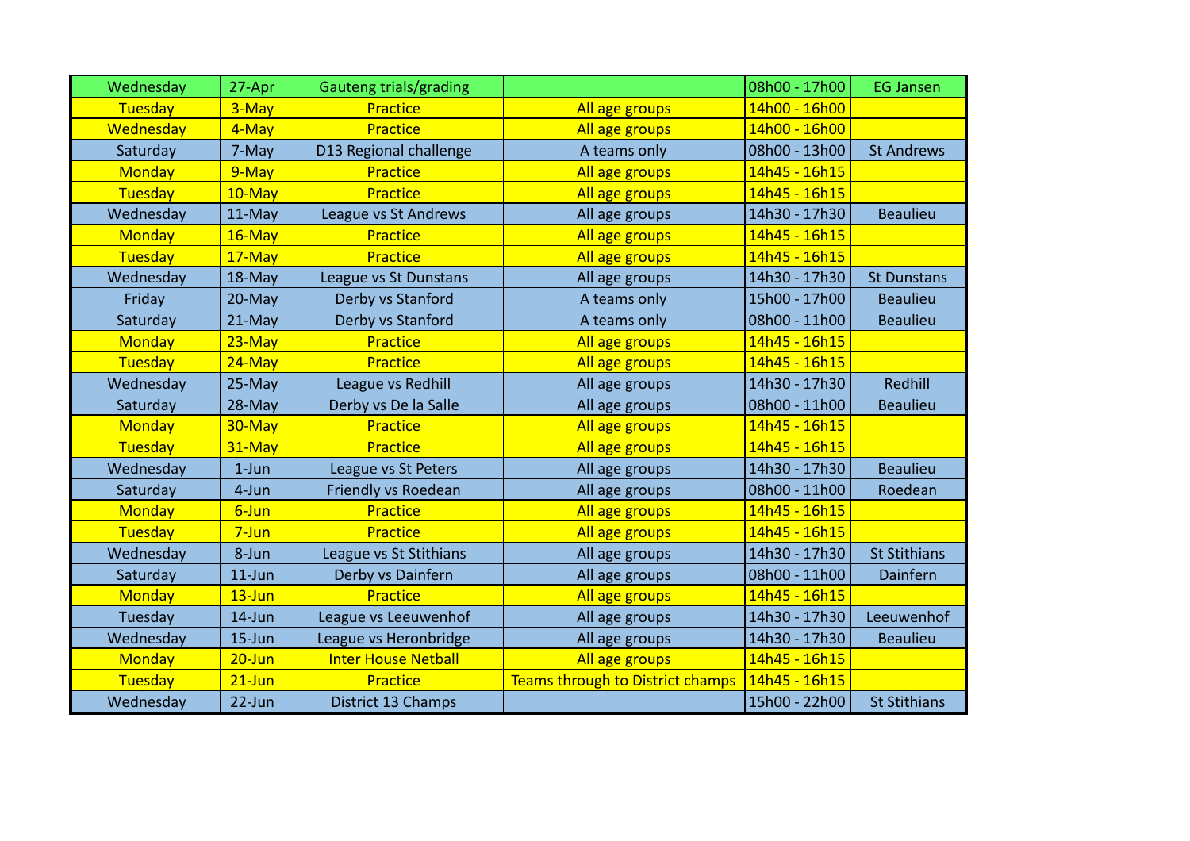| | | | | | |
|---|---|---|---|---|---|
| Wednesday | 27-Apr | Gauteng trials/grading | | 08h00 - 17h00 | EG Jansen |
| Tuesday | 3-May | Practice | All age groups | 14h00 - 16h00 | |
| Wednesday | 4-May | Practice | All age groups | 14h00 - 16h00 | |
| Saturday | 7-May | D13 Regional challenge | A teams only | 08h00 - 13h00 | St Andrews |
| Monday | 9-May | Practice | All age groups | 14h45 - 16h15 | |
| Tuesday | 10-May | Practice | All age groups | 14h45 - 16h15 | |
| Wednesday | 11-May | League vs St Andrews | All age groups | 14h30 - 17h30 | Beaulieu |
| Monday | 16-May | Practice | All age groups | 14h45 - 16h15 | |
| Tuesday | 17-May | Practice | All age groups | 14h45 - 16h15 | |
| Wednesday | 18-May | League vs St Dunstans | All age groups | 14h30 - 17h30 | St Dunstans |
| Friday | 20-May | Derby vs Stanford | A teams only | 15h00 - 17h00 | Beaulieu |
| Saturday | 21-May | Derby vs Stanford | A teams only | 08h00 - 11h00 | Beaulieu |
| Monday | 23-May | Practice | All age groups | 14h45 - 16h15 | |
| Tuesday | 24-May | Practice | All age groups | 14h45 - 16h15 | |
| Wednesday | 25-May | League vs Redhill | All age groups | 14h30 - 17h30 | Redhill |
| Saturday | 28-May | Derby vs De la Salle | All age groups | 08h00 - 11h00 | Beaulieu |
| Monday | 30-May | Practice | All age groups | 14h45 - 16h15 | |
| Tuesday | 31-May | Practice | All age groups | 14h45 - 16h15 | |
| Wednesday | 1-Jun | League vs St Peters | All age groups | 14h30 - 17h30 | Beaulieu |
| Saturday | 4-Jun | Friendly vs Roedean | All age groups | 08h00 - 11h00 | Roedean |
| Monday | 6-Jun | Practice | All age groups | 14h45 - 16h15 | |
| Tuesday | 7-Jun | Practice | All age groups | 14h45 - 16h15 | |
| Wednesday | 8-Jun | League vs St Stithians | All age groups | 14h30 - 17h30 | St Stithians |
| Saturday | 11-Jun | Derby vs Dainfern | All age groups | 08h00 - 11h00 | Dainfern |
| Monday | 13-Jun | Practice | All age groups | 14h45 - 16h15 | |
| Tuesday | 14-Jun | League vs Leeuwenhof | All age groups | 14h30 - 17h30 | Leeuwenhof |
| Wednesday | 15-Jun | League vs Heronbridge | All age groups | 14h30 - 17h30 | Beaulieu |
| Monday | 20-Jun | Inter House Netball | All age groups | 14h45 - 16h15 | |
| Tuesday | 21-Jun | Practice | Teams through to District champs | 14h45 - 16h15 | |
| Wednesday | 22-Jun | District 13 Champs | | 15h00 - 22h00 | St Stithians |